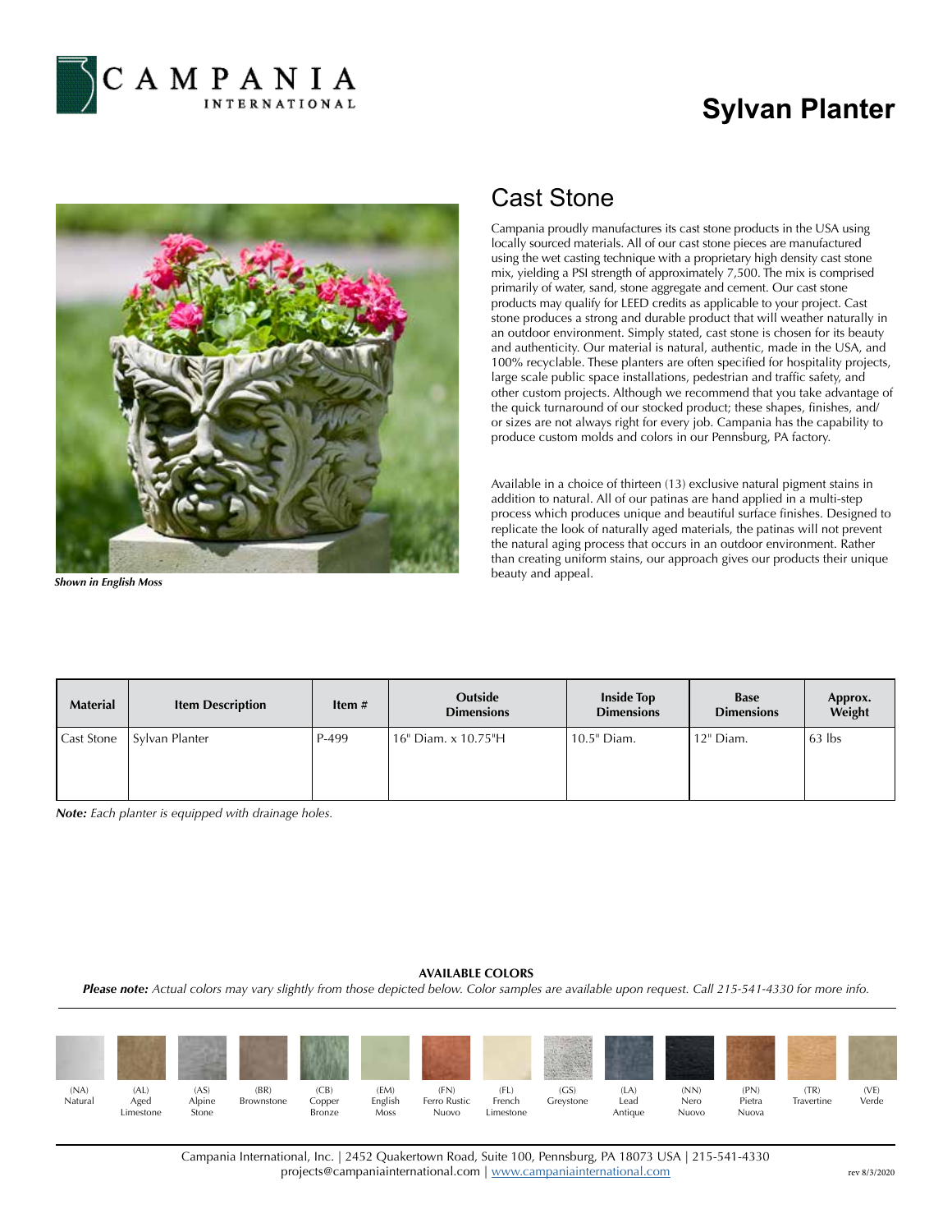# Sylvan Planter

*Shown in English Moss*

## Cast Stone

Campania proudly manufactures its cast stone products in the USA using locally sourced materials. All of our cast stone pieces are manufactured using the wet casting technique with a proprietary high density cast stone mix, yielding a PSI strength of approximately 7,500. The mix is comprised primarily of water, sand, stone aggregate and cement. Our cast stone products may qualify for LEED credits as applicable to your project. Cast stone produces a strong and durable product that will weather naturally in an outdoor environment. Simply stated, cast stone is chosen for its beauty and authenticity. Our material is natural, authentic, made in the USA, and 100% recyclable. These planters are often specified for hospitality projects, large scale public space installations, pedestrian and traffic safety, and other custom projects. Although we recommend that you take advantage of the quick turnaround of our stocked product; these shapes, finishes, and/or sizes are not always right for every job. Campania has the capability to produce custom molds and colors in our Pennsburg, PA factory.

Available in a choice of thirteen (13) exclusive natural pigment stains in addition to natural. All of our patinas are hand applied in a multi-step process which produces unique and beautiful surface finishes. Designed to replicate the look of naturally aged materials, the patinas will not prevent the natural aging process that occurs in an outdoor environment. Rather than creating uniform stains, our approach gives our products their unique beauty and appeal.

| Material | Item Description | Item # | Outside Dimensions | Inside Top Dimensions | Base Dimensions | Approx. Weight |
|---|---|---|---|---|---|---|
| Cast Stone | Sylvan Planter | P-499 | 16" Diam. x 10.75"H | 10.5" Diam. | 12" Diam. | 63 lbs |

***Note:*** *Each planter is equipped with drainage holes.*

**AVAILABLE COLORS**

***Please note:*** *Actual colors may vary slightly from those depicted below. Color samples are available upon request. Call 215-541-4330 for more info.*

(NA) Natural | (AL) Aged Limestone | (AS) Alpine Stone | (BR) Brownstone | (CB) Copper Bronze | (EM) English Moss | (FN) Ferro Rustic Nuovo | (FL) French Limestone | (GS) Greystone | (LA) Lead Antique | (NN) Nero Nuovo | (PN) Pietra Nuova | (TR) Travertine | (VE) Verde

Campania International, Inc. | 2452 Quakertown Road, Suite 100, Pennsburg, PA 18073 USA | 215-541-4330
projects@campaniainternational.com | www.campaniainternational.com

rev 8/3/2020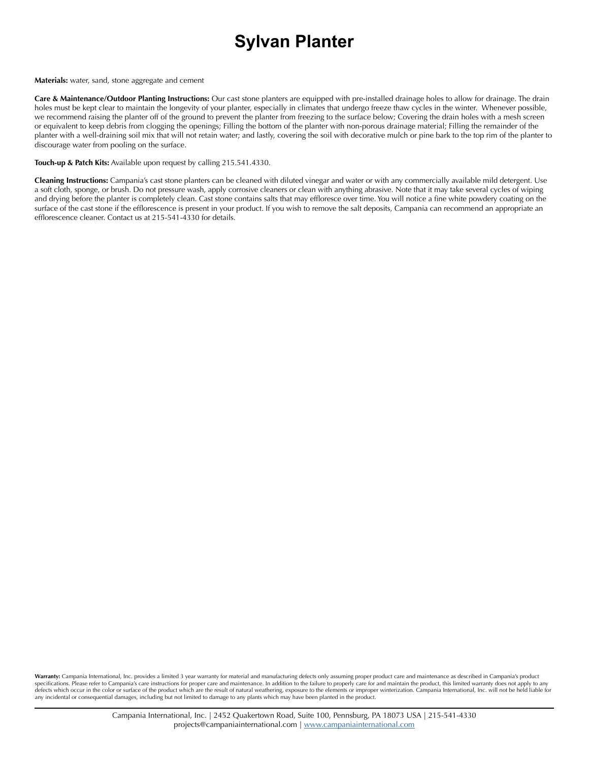# Sylvan Planter

**Materials:** water, sand, stone aggregate and cement

**Care & Maintenance/Outdoor Planting Instructions:** Our cast stone planters are equipped with pre-installed drainage holes to allow for drainage. The drain holes must be kept clear to maintain the longevity of your planter, especially in climates that undergo freeze thaw cycles in the winter. Whenever possible, we recommend raising the planter off of the ground to prevent the planter from freezing to the surface below; Covering the drain holes with a mesh screen or equivalent to keep debris from clogging the openings; Filling the bottom of the planter with non-porous drainage material; Filling the remainder of the planter with a well-draining soil mix that will not retain water; and lastly, covering the soil with decorative mulch or pine bark to the top rim of the planter to discourage water from pooling on the surface.

**Touch-up & Patch Kits:** Available upon request by calling 215.541.4330.

**Cleaning Instructions:** Campania's cast stone planters can be cleaned with diluted vinegar and water or with any commercially available mild detergent. Use a soft cloth, sponge, or brush. Do not pressure wash, apply corrosive cleaners or clean with anything abrasive. Note that it may take several cycles of wiping and drying before the planter is completely clean. Cast stone contains salts that may effloresce over time. You will notice a fine white powdery coating on the surface of the cast stone if the efflorescence is present in your product. If you wish to remove the salt deposits, Campania can recommend an appropriate an efflorescence cleaner. Contact us at 215-541-4330 for details.

**Warranty:** Campania International, Inc. provides a limited 3 year warranty for material and manufacturing defects only assuming proper product care and maintenance as described in Campania's product specifications. Please refer to Campania's care instructions for proper care and maintenance. In addition to the failure to properly care for and maintain the product, this limited warranty does not apply to any defects which occur in the color or surface of the product which are the result of natural weathering, exposure to the elements or improper winterization. Campania International, Inc. will not be held liable for any incidental or consequential damages, including but not limited to damage to any plants which may have been planted in the product.

Campania International, Inc. | 2452 Quakertown Road, Suite 100, Pennsburg, PA 18073 USA | 215-541-4330
projects@campaniainternational.com | www.campaniainternational.com